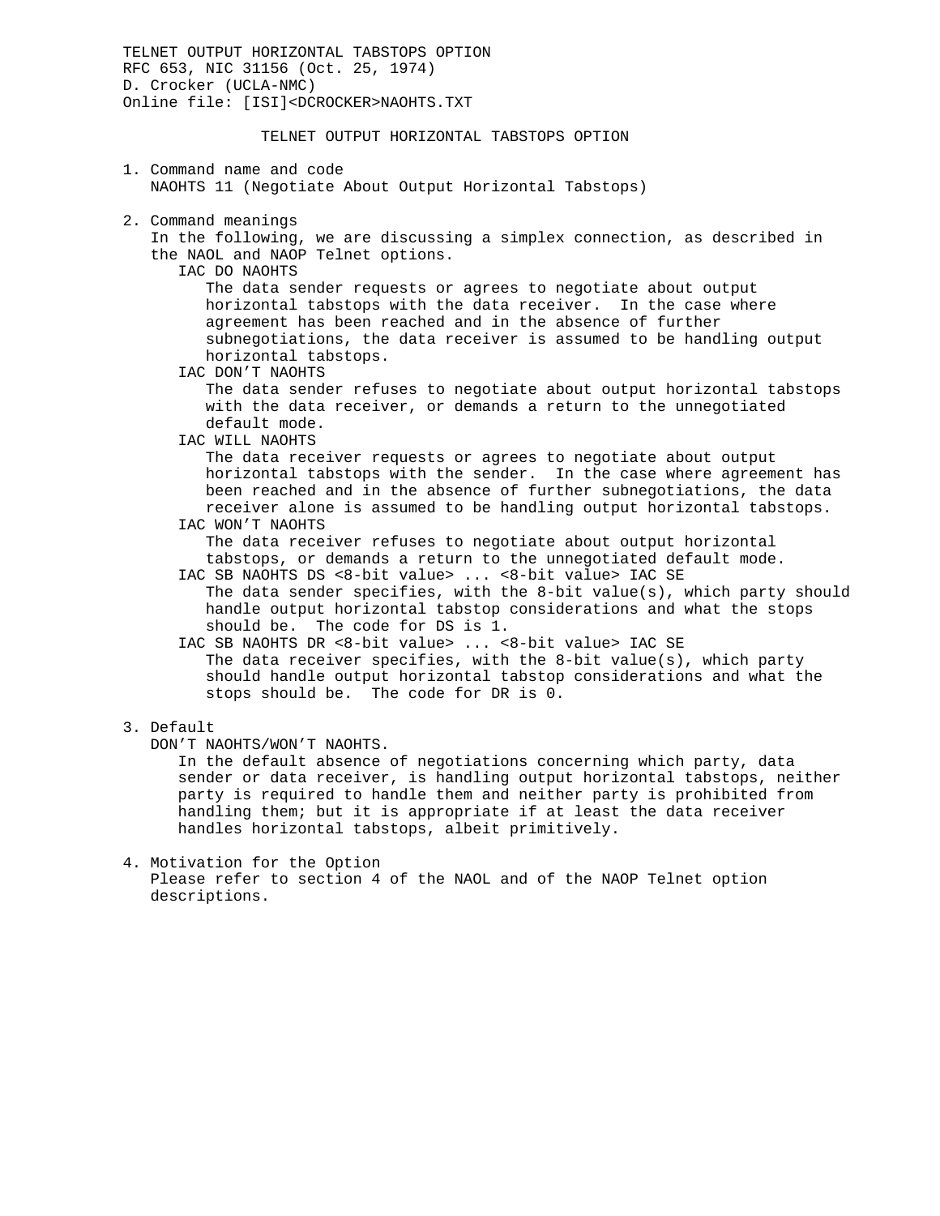TELNET OUTPUT HORIZONTAL TABSTOPS OPTION
RFC 653, NIC 31156 (Oct. 25, 1974)
D. Crocker (UCLA-NMC)
Online file: [ISI]<DCROCKER>NAOHTS.TXT

# TELNET OUTPUT HORIZONTAL TABSTOPS OPTION

1. Command name and code
   NAOHTS 11 (Negotiate About Output Horizontal Tabstops)

2. Command meanings
   In the following, we are discussing a simplex connection, as described in the NAOL and NAOP Telnet options.
   - IAC DO NAOHTS
     The data sender requests or agrees to negotiate about output horizontal tabstops with the data receiver. In the case where agreement has been reached and in the absence of further subnegotiations, the data receiver is assumed to be handling output horizontal tabstops.
   - IAC DON'T NAOHTS
     The data sender refuses to negotiate about output horizontal tabstops with the data receiver, or demands a return to the unnegotiated default mode.
   - IAC WILL NAOHTS
     The data receiver requests or agrees to negotiate about output horizontal tabstops with the sender. In the case where agreement has been reached and in the absence of further subnegotiations, the data receiver alone is assumed to be handling output horizontal tabstops.
   - IAC WON'T NAOHTS
     The data receiver refuses to negotiate about output horizontal tabstops, or demands a return to the unnegotiated default mode.
   - IAC SB NAOHTS DS <8-bit value> ... <8-bit value> IAC SE
     The data sender specifies, with the 8-bit value(s), which party should handle output horizontal tabstop considerations and what the stops should be. The code for DS is 1.
   - IAC SB NAOHTS DR <8-bit value> ... <8-bit value> IAC SE
     The data receiver specifies, with the 8-bit value(s), which party should handle output horizontal tabstop considerations and what the stops should be. The code for DR is 0.

3. Default
   DON'T NAOHTS/WON'T NAOHTS.
   In the default absence of negotiations concerning which party, data sender or data receiver, is handling output horizontal tabstops, neither party is required to handle them and neither party is prohibited from handling them; but it is appropriate if at least the data receiver handles horizontal tabstops, albeit primitively.

4. Motivation for the Option
   Please refer to section 4 of the NAOL and of the NAOP Telnet option descriptions.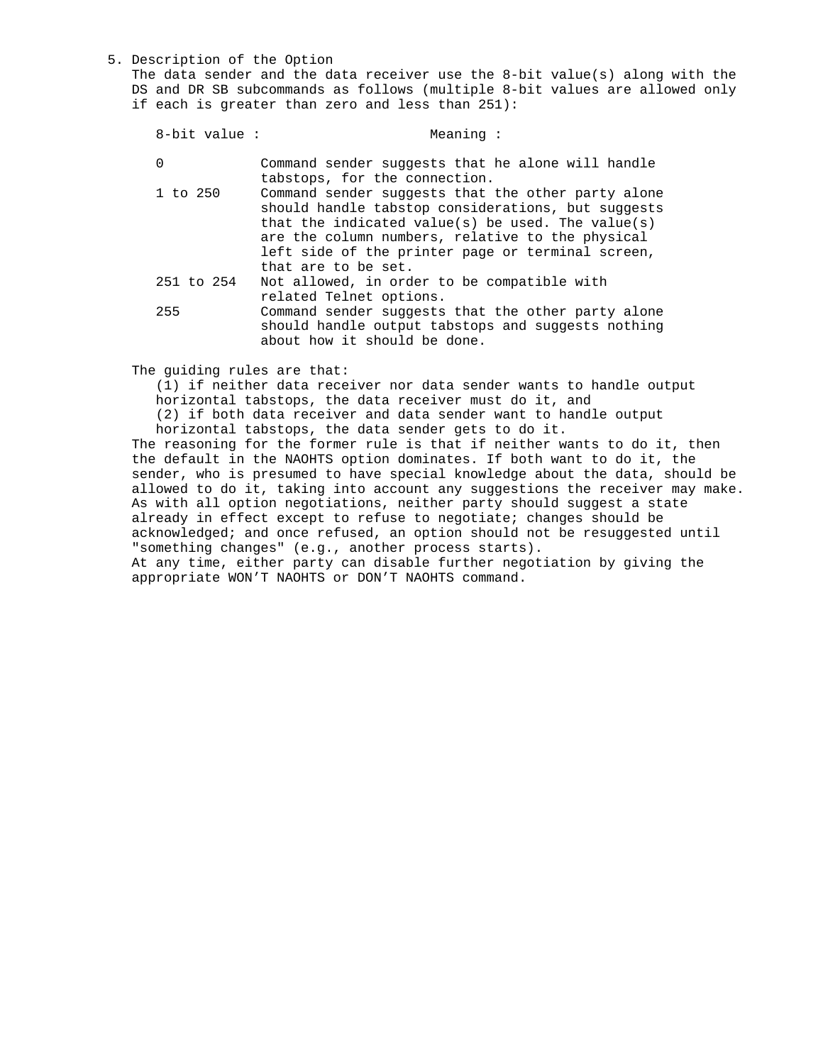## 5. Description of the Option

The data sender and the data receiver use the 8-bit value(s) along with the DS and DR SB subcommands as follows (multiple 8-bit values are allowed only if each is greater than zero and less than 251):

| 8-bit value : | Meaning : |
|---|---|
| 0 | Command sender suggests that he alone will handle tabstops, for the connection. |
| 1 to 250 | Command sender suggests that the other party alone should handle tabstop considerations, but suggests that the indicated value(s) be used. The value(s) are the column numbers, relative to the physical left side of the printer page or terminal screen, that are to be set. |
| 251 to 254 | Not allowed, in order to be compatible with related Telnet options. |
| 255 | Command sender suggests that the other party alone should handle output tabstops and suggests nothing about how it should be done. |

The guiding rules are that:

(1) if neither data receiver nor data sender wants to handle output horizontal tabstops, the data receiver must do it, and

(2) if both data receiver and data sender want to handle output horizontal tabstops, the data sender gets to do it.

The reasoning for the former rule is that if neither wants to do it, then the default in the NAOHTS option dominates. If both want to do it, the sender, who is presumed to have special knowledge about the data, should be allowed to do it, taking into account any suggestions the receiver may make. As with all option negotiations, neither party should suggest a state already in effect except to refuse to negotiate; changes should be acknowledged; and once refused, an option should not be resuggested until "something changes" (e.g., another process starts).

At any time, either party can disable further negotiation by giving the appropriate WON’T NAOHTS or DON’T NAOHTS command.